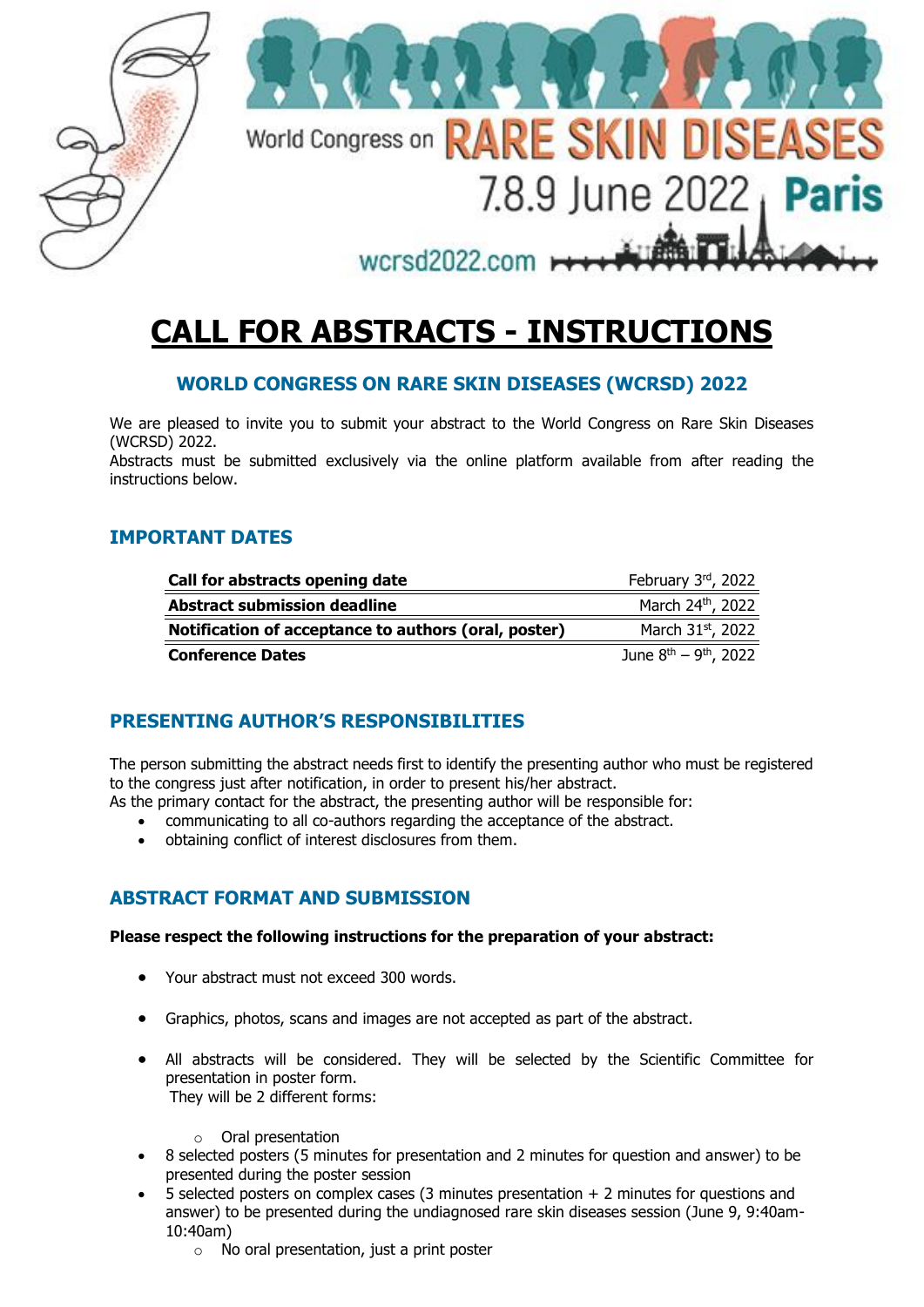World Congress on RARE SKIN DISEASES

7.8.9 June 2022, Paris

wcrsd2022.com

# CALL FOR ABSTRACTS - INSTRUCTIONS

### WORLD CONGRESS ON RARE SKIN DISEASES (WCRSD) 2022

We are pleased to invite you to submit your abstract to the World Congress on Rare Skin Diseases (WCRSD) 2022.
Abstracts must be submitted exclusively via the online platform available from after reading the instructions below.

## IMPORTANT DATES

| | |
|---|---|
| **Call for abstracts opening date** | February 3rd, 2022 |
| **Abstract submission deadline** | March 24th, 2022 |
| **Notification of acceptance to authors (oral, poster)** | March 31st, 2022 |
| **Conference Dates** | June 8th – 9th, 2022 |

## PRESENTING AUTHOR'S RESPONSIBILITIES

The person submitting the abstract needs first to identify the presenting author who must be registered to the congress just after notification, in order to present his/her abstract.
As the primary contact for the abstract, the presenting author will be responsible for:

- communicating to all co-authors regarding the acceptance of the abstract.
- obtaining conflict of interest disclosures from them.

## ABSTRACT FORMAT AND SUBMISSION

**Please respect the following instructions for the preparation of your abstract:**

- Your abstract must not exceed 300 words.
- Graphics, photos, scans and images are not accepted as part of the abstract.
- All abstracts will be considered. They will be selected by the Scientific Committee for presentation in poster form.
  They will be 2 different forms:
  - Oral presentation
- 8 selected posters (5 minutes for presentation and 2 minutes for question and answer) to be presented during the poster session
- 5 selected posters on complex cases (3 minutes presentation + 2 minutes for questions and answer) to be presented during the undiagnosed rare skin diseases session (June 9, 9:40am-10:40am)
  - No oral presentation, just a print poster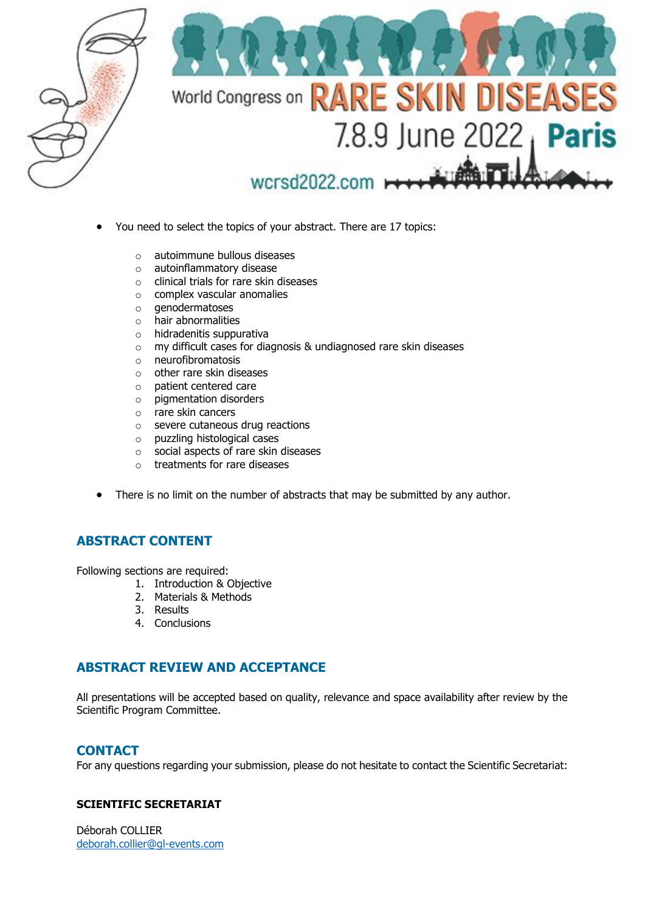- You need to select the topics of your abstract. There are 17 topics:
  - autoimmune bullous diseases
  - autoinflammatory disease
  - clinical trials for rare skin diseases
  - complex vascular anomalies
  - genodermatoses
  - hair abnormalities
  - hidradenitis suppurativa
  - my difficult cases for diagnosis & undiagnosed rare skin diseases
  - neurofibromatosis
  - other rare skin diseases
  - patient centered care
  - pigmentation disorders
  - rare skin cancers
  - severe cutaneous drug reactions
  - puzzling histological cases
  - social aspects of rare skin diseases
  - treatments for rare diseases
- There is no limit on the number of abstracts that may be submitted by any author.

## ABSTRACT CONTENT

Following sections are required:

1. Introduction & Objective
2. Materials & Methods
3. Results
4. Conclusions

## ABSTRACT REVIEW AND ACCEPTANCE

All presentations will be accepted based on quality, relevance and space availability after review by the Scientific Program Committee.

## CONTACT

For any questions regarding your submission, please do not hesitate to contact the Scientific Secretariat:

**SCIENTIFIC SECRETARIAT**

Déborah COLLIER
deborah.collier@gl-events.com